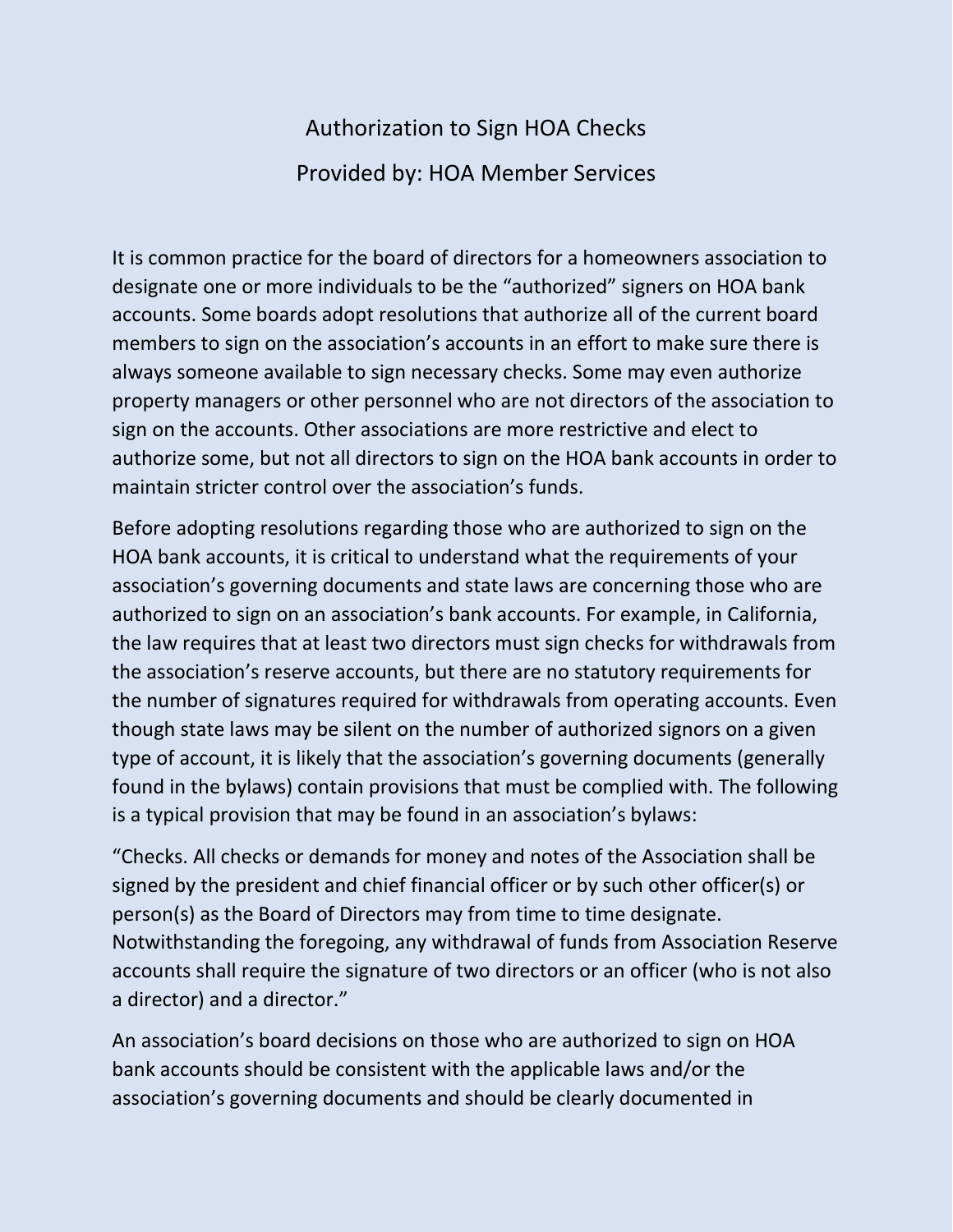# Authorization to Sign HOA Checks

## Provided by: HOA Member Services

It is common practice for the board of directors for a homeowners association to designate one or more individuals to be the "authorized" signers on HOA bank accounts. Some boards adopt resolutions that authorize all of the current board members to sign on the association's accounts in an effort to make sure there is always someone available to sign necessary checks. Some may even authorize property managers or other personnel who are not directors of the association to sign on the accounts. Other associations are more restrictive and elect to authorize some, but not all directors to sign on the HOA bank accounts in order to maintain stricter control over the association's funds.

Before adopting resolutions regarding those who are authorized to sign on the HOA bank accounts, it is critical to understand what the requirements of your association's governing documents and state laws are concerning those who are authorized to sign on an association's bank accounts. For example, in California, the law requires that at least two directors must sign checks for withdrawals from the association's reserve accounts, but there are no statutory requirements for the number of signatures required for withdrawals from operating accounts. Even though state laws may be silent on the number of authorized signors on a given type of account, it is likely that the association's governing documents (generally found in the bylaws) contain provisions that must be complied with. The following is a typical provision that may be found in an association's bylaws:

"Checks. All checks or demands for money and notes of the Association shall be signed by the president and chief financial officer or by such other officer(s) or person(s) as the Board of Directors may from time to time designate. Notwithstanding the foregoing, any withdrawal of funds from Association Reserve accounts shall require the signature of two directors or an officer (who is not also a director) and a director."

An association's board decisions on those who are authorized to sign on HOA bank accounts should be consistent with the applicable laws and/or the association's governing documents and should be clearly documented in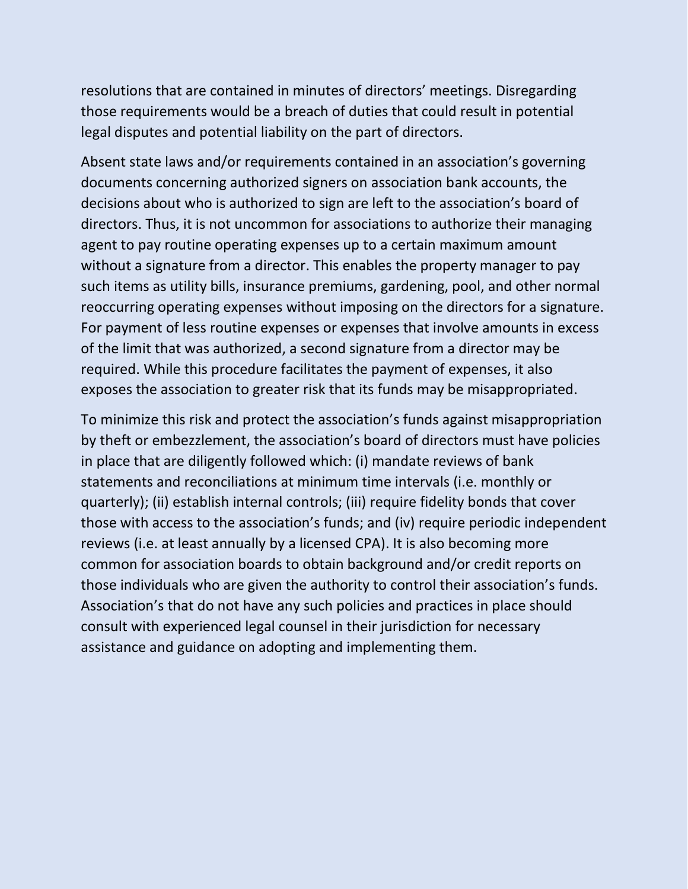resolutions that are contained in minutes of directors' meetings. Disregarding those requirements would be a breach of duties that could result in potential legal disputes and potential liability on the part of directors.

Absent state laws and/or requirements contained in an association's governing documents concerning authorized signers on association bank accounts, the decisions about who is authorized to sign are left to the association's board of directors. Thus, it is not uncommon for associations to authorize their managing agent to pay routine operating expenses up to a certain maximum amount without a signature from a director. This enables the property manager to pay such items as utility bills, insurance premiums, gardening, pool, and other normal reoccurring operating expenses without imposing on the directors for a signature. For payment of less routine expenses or expenses that involve amounts in excess of the limit that was authorized, a second signature from a director may be required. While this procedure facilitates the payment of expenses, it also exposes the association to greater risk that its funds may be misappropriated.

To minimize this risk and protect the association's funds against misappropriation by theft or embezzlement, the association's board of directors must have policies in place that are diligently followed which: (i) mandate reviews of bank statements and reconciliations at minimum time intervals (i.e. monthly or quarterly); (ii) establish internal controls; (iii) require fidelity bonds that cover those with access to the association's funds; and (iv) require periodic independent reviews (i.e. at least annually by a licensed CPA). It is also becoming more common for association boards to obtain background and/or credit reports on those individuals who are given the authority to control their association's funds. Association's that do not have any such policies and practices in place should consult with experienced legal counsel in their jurisdiction for necessary assistance and guidance on adopting and implementing them.